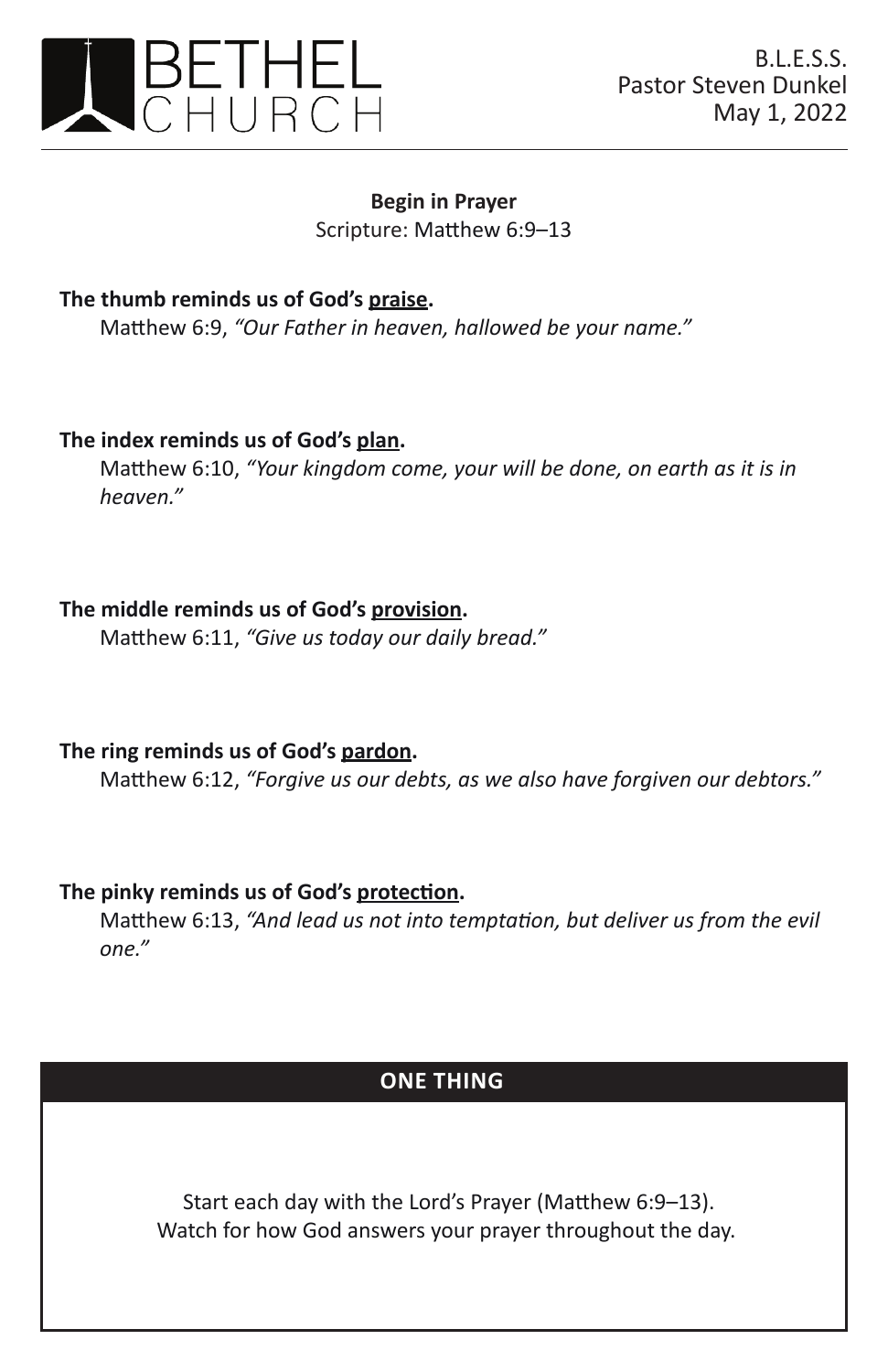BETHEL CHURCH

B.L.E.S.S.
Pastor Steven Dunkel
May 1, 2022

**Begin in Prayer**
Scripture: Matthew 6:9–13

**The thumb reminds us of God's praise.**
Matthew 6:9, *"Our Father in heaven, hallowed be your name."*

**The index reminds us of God's plan.**
Matthew 6:10, *"Your kingdom come, your will be done, on earth as it is in heaven."*

**The middle reminds us of God's provision.**
Matthew 6:11, *"Give us today our daily bread."*

**The ring reminds us of God's pardon.**
Matthew 6:12, *"Forgive us our debts, as we also have forgiven our debtors."*

**The pinky reminds us of God's protection.**
Matthew 6:13, *"And lead us not into temptation, but deliver us from the evil one."*

## ONE THING

Start each day with the Lord's Prayer (Matthew 6:9–13).
Watch for how God answers your prayer throughout the day.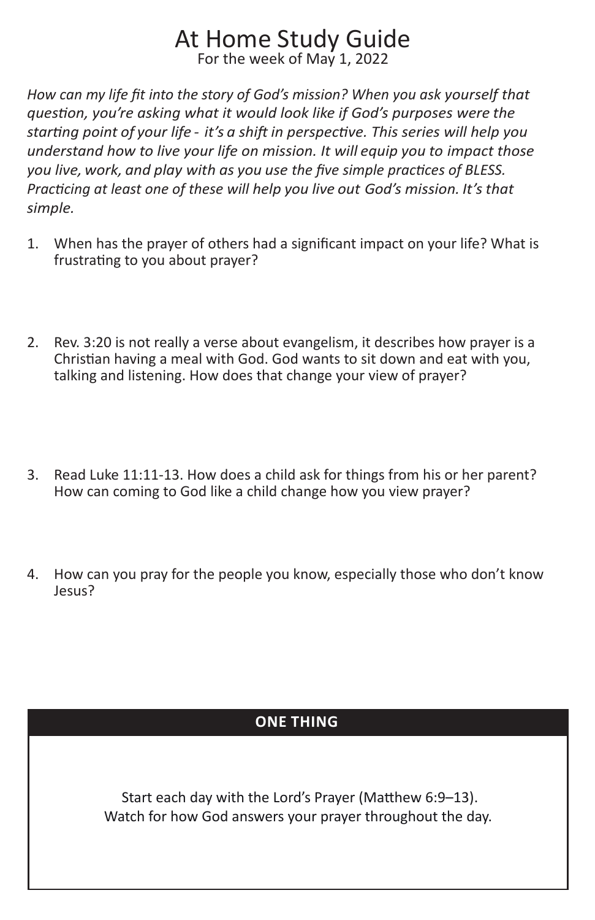# At Home Study Guide

For the week of May 1, 2022

*How can my life fit into the story of God's mission? When you ask yourself that question, you're asking what it would look like if God's purposes were the starting point of your life - it's a shift in perspective. This series will help you understand how to live your life on mission. It will equip you to impact those you live, work, and play with as you use the five simple practices of BLESS. Practicing at least one of these will help you live out God's mission. It's that simple.*

1. When has the prayer of others had a significant impact on your life? What is frustrating to you about prayer?

2. Rev. 3:20 is not really a verse about evangelism, it describes how prayer is a Christian having a meal with God. God wants to sit down and eat with you, talking and listening. How does that change your view of prayer?

3. Read Luke 11:11-13. How does a child ask for things from his or her parent? How can coming to God like a child change how you view prayer?

4. How can you pray for the people you know, especially those who don't know Jesus?

**ONE THING**

Start each day with the Lord's Prayer (Matthew 6:9–13).
Watch for how God answers your prayer throughout the day.